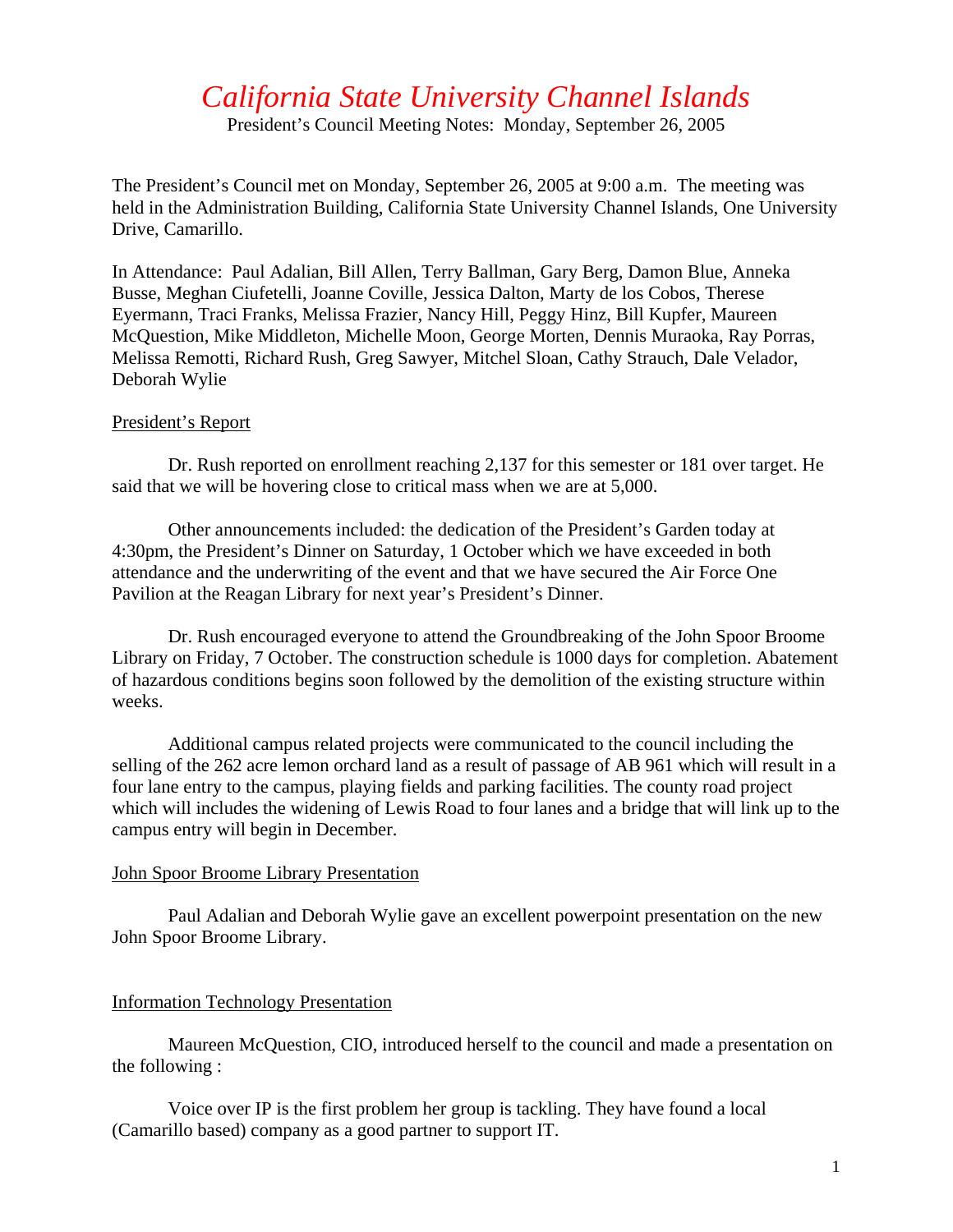# *California State University Channel Islands*

President's Council Meeting Notes: Monday, September 26, 2005

The President's Council met on Monday, September 26, 2005 at 9:00 a.m. The meeting was held in the Administration Building, California State University Channel Islands, One University Drive, Camarillo.

In Attendance: Paul Adalian, Bill Allen, Terry Ballman, Gary Berg, Damon Blue, Anneka Busse, Meghan Ciufetelli, Joanne Coville, Jessica Dalton, Marty de los Cobos, Therese Eyermann, Traci Franks, Melissa Frazier, Nancy Hill, Peggy Hinz, Bill Kupfer, Maureen McQuestion, Mike Middleton, Michelle Moon, George Morten, Dennis Muraoka, Ray Porras, Melissa Remotti, Richard Rush, Greg Sawyer, Mitchel Sloan, Cathy Strauch, Dale Velador, Deborah Wylie

## President's Report

Dr. Rush reported on enrollment reaching 2,137 for this semester or 181 over target. He said that we will be hovering close to critical mass when we are at 5,000.

Other announcements included: the dedication of the President's Garden today at 4:30pm, the President's Dinner on Saturday, 1 October which we have exceeded in both attendance and the underwriting of the event and that we have secured the Air Force One Pavilion at the Reagan Library for next year's President's Dinner.

Dr. Rush encouraged everyone to attend the Groundbreaking of the John Spoor Broome Library on Friday, 7 October. The construction schedule is 1000 days for completion. Abatement of hazardous conditions begins soon followed by the demolition of the existing structure within weeks.

Additional campus related projects were communicated to the council including the selling of the 262 acre lemon orchard land as a result of passage of AB 961 which will result in a four lane entry to the campus, playing fields and parking facilities. The county road project which will includes the widening of Lewis Road to four lanes and a bridge that will link up to the campus entry will begin in December.

## John Spoor Broome Library Presentation

Paul Adalian and Deborah Wylie gave an excellent powerpoint presentation on the new John Spoor Broome Library.

## Information Technology Presentation

Maureen McQuestion, CIO, introduced herself to the council and made a presentation on the following :

Voice over IP is the first problem her group is tackling. They have found a local (Camarillo based) company as a good partner to support IT.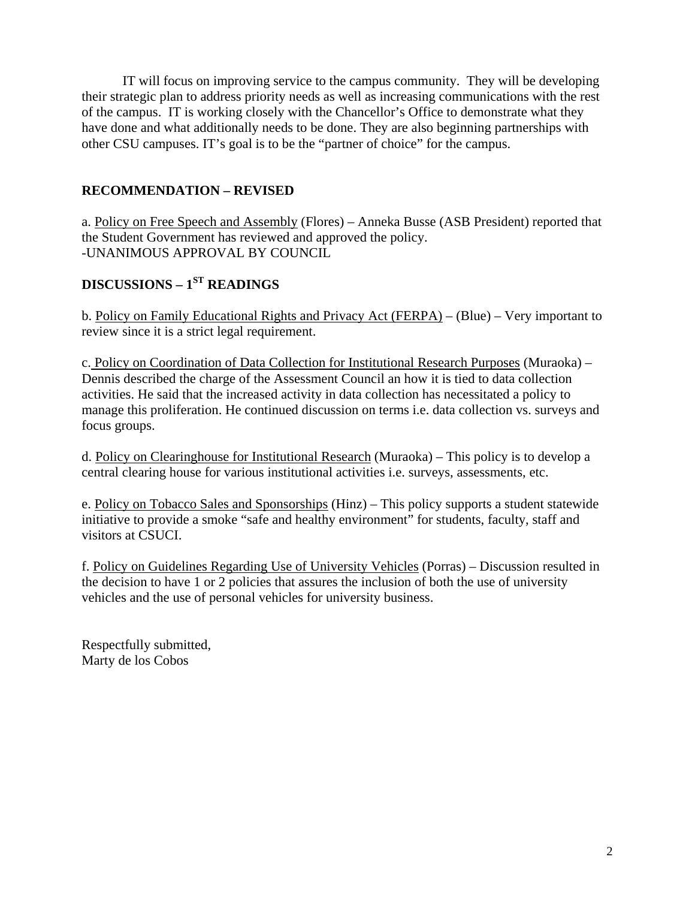IT will focus on improving service to the campus community. They will be developing their strategic plan to address priority needs as well as increasing communications with the rest of the campus. IT is working closely with the Chancellor's Office to demonstrate what they have done and what additionally needs to be done. They are also beginning partnerships with other CSU campuses. IT's goal is to be the "partner of choice" for the campus.

**RECOMMENDATION – REVISED**

a. Policy on Free Speech and Assembly (Flores) – Anneka Busse (ASB President) reported that the Student Government has reviewed and approved the policy.
-UNANIMOUS APPROVAL BY COUNCIL

**DISCUSSIONS – 1ST READINGS**

b. Policy on Family Educational Rights and Privacy Act (FERPA) – (Blue) – Very important to review since it is a strict legal requirement.

c. Policy on Coordination of Data Collection for Institutional Research Purposes (Muraoka) – Dennis described the charge of the Assessment Council an how it is tied to data collection activities. He said that the increased activity in data collection has necessitated a policy to manage this proliferation. He continued discussion on terms i.e. data collection vs. surveys and focus groups.

d. Policy on Clearinghouse for Institutional Research (Muraoka) – This policy is to develop a central clearing house for various institutional activities i.e. surveys, assessments, etc.

e. Policy on Tobacco Sales and Sponsorships (Hinz) – This policy supports a student statewide initiative to provide a smoke "safe and healthy environment" for students, faculty, staff and visitors at CSUCI.

f. Policy on Guidelines Regarding Use of University Vehicles (Porras) – Discussion resulted in the decision to have 1 or 2 policies that assures the inclusion of both the use of university vehicles and the use of personal vehicles for university business.

Respectfully submitted,
Marty de los Cobos